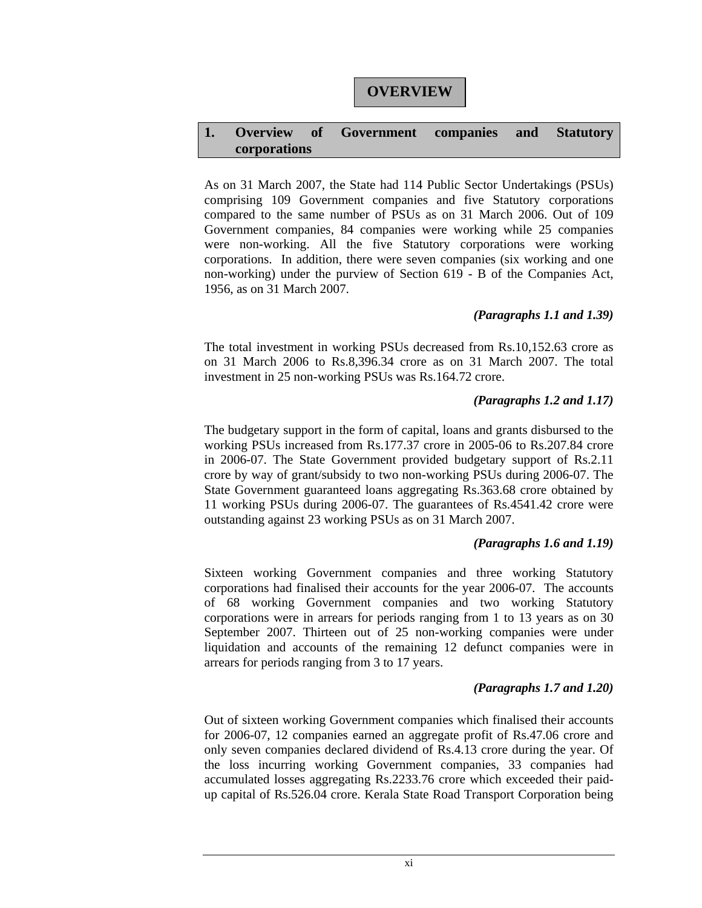# OVERVIEW

## 1. Overview of Government companies and Statutory corporations

As on 31 March 2007, the State had 114 Public Sector Undertakings (PSUs) comprising 109 Government companies and five Statutory corporations compared to the same number of PSUs as on 31 March 2006. Out of 109 Government companies, 84 companies were working while 25 companies were non-working. All the five Statutory corporations were working corporations. In addition, there were seven companies (six working and one non-working) under the purview of Section 619 - B of the Companies Act, 1956, as on 31 March 2007.

*(Paragraphs 1.1 and 1.39)*

The total investment in working PSUs decreased from Rs.10,152.63 crore as on 31 March 2006 to Rs.8,396.34 crore as on 31 March 2007. The total investment in 25 non-working PSUs was Rs.164.72 crore.

*(Paragraphs 1.2 and 1.17)*

The budgetary support in the form of capital, loans and grants disbursed to the working PSUs increased from Rs.177.37 crore in 2005-06 to Rs.207.84 crore in 2006-07. The State Government provided budgetary support of Rs.2.11 crore by way of grant/subsidy to two non-working PSUs during 2006-07. The State Government guaranteed loans aggregating Rs.363.68 crore obtained by 11 working PSUs during 2006-07. The guarantees of Rs.4541.42 crore were outstanding against 23 working PSUs as on 31 March 2007.

*(Paragraphs 1.6 and 1.19)*

Sixteen working Government companies and three working Statutory corporations had finalised their accounts for the year 2006-07. The accounts of 68 working Government companies and two working Statutory corporations were in arrears for periods ranging from 1 to 13 years as on 30 September 2007. Thirteen out of 25 non-working companies were under liquidation and accounts of the remaining 12 defunct companies were in arrears for periods ranging from 3 to 17 years.

*(Paragraphs 1.7 and 1.20)*

Out of sixteen working Government companies which finalised their accounts for 2006-07, 12 companies earned an aggregate profit of Rs.47.06 crore and only seven companies declared dividend of Rs.4.13 crore during the year. Of the loss incurring working Government companies, 33 companies had accumulated losses aggregating Rs.2233.76 crore which exceeded their paid-up capital of Rs.526.04 crore. Kerala State Road Transport Corporation being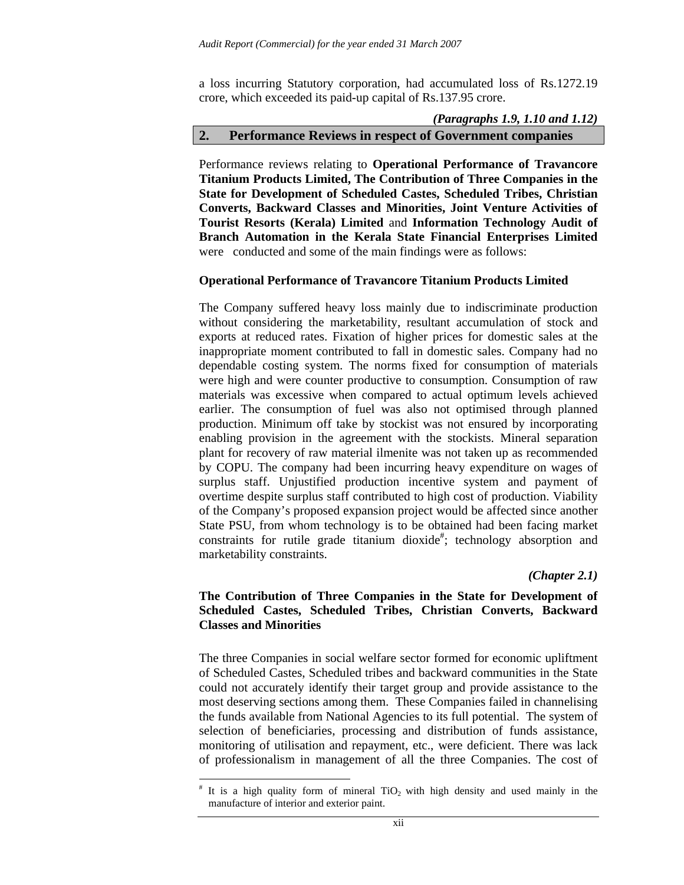a loss incurring Statutory corporation, had accumulated loss of Rs.1272.19 crore, which exceeded its paid-up capital of Rs.137.95 crore.

*(Paragraphs 1.9, 1.10 and 1.12)*

## 2. Performance Reviews in respect of Government companies

Performance reviews relating to **Operational Performance of Travancore Titanium Products Limited, The Contribution of Three Companies in the State for Development of Scheduled Castes, Scheduled Tribes, Christian Converts, Backward Classes and Minorities, Joint Venture Activities of Tourist Resorts (Kerala) Limited** and **Information Technology Audit of Branch Automation in the Kerala State Financial Enterprises Limited** were conducted and some of the main findings were as follows:

**Operational Performance of Travancore Titanium Products Limited**

The Company suffered heavy loss mainly due to indiscriminate production without considering the marketability, resultant accumulation of stock and exports at reduced rates. Fixation of higher prices for domestic sales at the inappropriate moment contributed to fall in domestic sales. Company had no dependable costing system. The norms fixed for consumption of materials were high and were counter productive to consumption. Consumption of raw materials was excessive when compared to actual optimum levels achieved earlier. The consumption of fuel was also not optimised through planned production. Minimum off take by stockist was not ensured by incorporating enabling provision in the agreement with the stockists. Mineral separation plant for recovery of raw material ilmenite was not taken up as recommended by COPU. The company had been incurring heavy expenditure on wages of surplus staff. Unjustified production incentive system and payment of overtime despite surplus staff contributed to high cost of production. Viability of the Company's proposed expansion project would be affected since another State PSU, from whom technology is to be obtained had been facing market constraints for rutile grade titanium dioxide[#]; technology absorption and marketability constraints.

*(Chapter 2.1)*

**The Contribution of Three Companies in the State for Development of Scheduled Castes, Scheduled Tribes, Christian Converts, Backward Classes and Minorities**

The three Companies in social welfare sector formed for economic upliftment of Scheduled Castes, Scheduled tribes and backward communities in the State could not accurately identify their target group and provide assistance to the most deserving sections among them. These Companies failed in channelising the funds available from National Agencies to its full potential. The system of selection of beneficiaries, processing and distribution of funds assistance, monitoring of utilisation and repayment, etc., were deficient. There was lack of professionalism in management of all the three Companies. The cost of

[#] It is a high quality form of mineral $TiO_2$ with high density and used mainly in the manufacture of interior and exterior paint.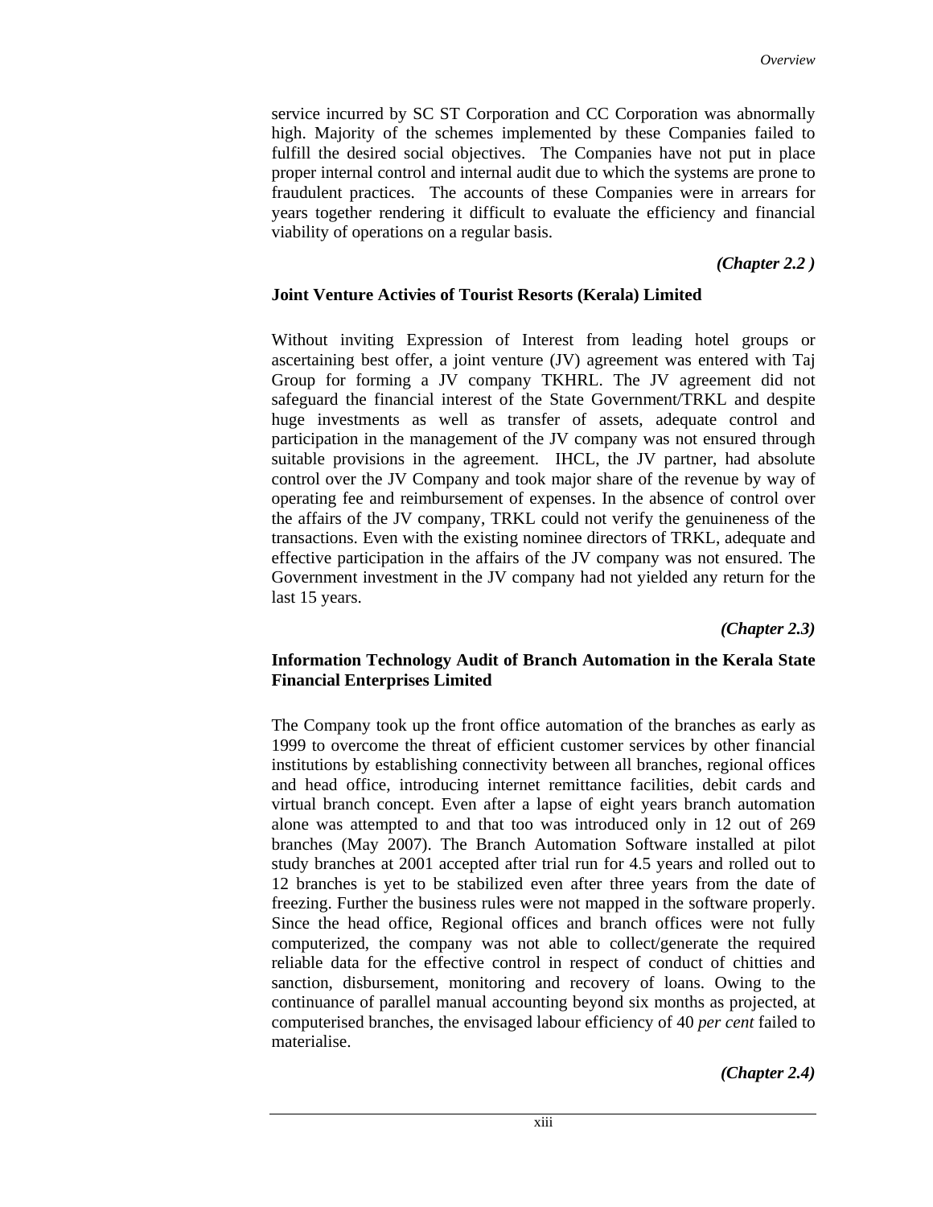service incurred by SC ST Corporation and CC Corporation was abnormally high. Majority of the schemes implemented by these Companies failed to fulfill the desired social objectives. The Companies have not put in place proper internal control and internal audit due to which the systems are prone to fraudulent practices. The accounts of these Companies were in arrears for years together rendering it difficult to evaluate the efficiency and financial viability of operations on a regular basis.

***(Chapter 2.2 )***

**Joint Venture Activies of Tourist Resorts (Kerala) Limited**

Without inviting Expression of Interest from leading hotel groups or ascertaining best offer, a joint venture (JV) agreement was entered with Taj Group for forming a JV company TKHRL. The JV agreement did not safeguard the financial interest of the State Government/TRKL and despite huge investments as well as transfer of assets, adequate control and participation in the management of the JV company was not ensured through suitable provisions in the agreement. IHCL, the JV partner, had absolute control over the JV Company and took major share of the revenue by way of operating fee and reimbursement of expenses. In the absence of control over the affairs of the JV company, TRKL could not verify the genuineness of the transactions. Even with the existing nominee directors of TRKL, adequate and effective participation in the affairs of the JV company was not ensured. The Government investment in the JV company had not yielded any return for the last 15 years.

***(Chapter 2.3)***

**Information Technology Audit of Branch Automation in the Kerala State Financial Enterprises Limited**

The Company took up the front office automation of the branches as early as 1999 to overcome the threat of efficient customer services by other financial institutions by establishing connectivity between all branches, regional offices and head office, introducing internet remittance facilities, debit cards and virtual branch concept. Even after a lapse of eight years branch automation alone was attempted to and that too was introduced only in 12 out of 269 branches (May 2007). The Branch Automation Software installed at pilot study branches at 2001 accepted after trial run for 4.5 years and rolled out to 12 branches is yet to be stabilized even after three years from the date of freezing. Further the business rules were not mapped in the software properly. Since the head office, Regional offices and branch offices were not fully computerized, the company was not able to collect/generate the required reliable data for the effective control in respect of conduct of chitties and sanction, disbursement, monitoring and recovery of loans. Owing to the continuance of parallel manual accounting beyond six months as projected, at computerised branches, the envisaged labour efficiency of 40 *per cent* failed to materialise.

***(Chapter 2.4)***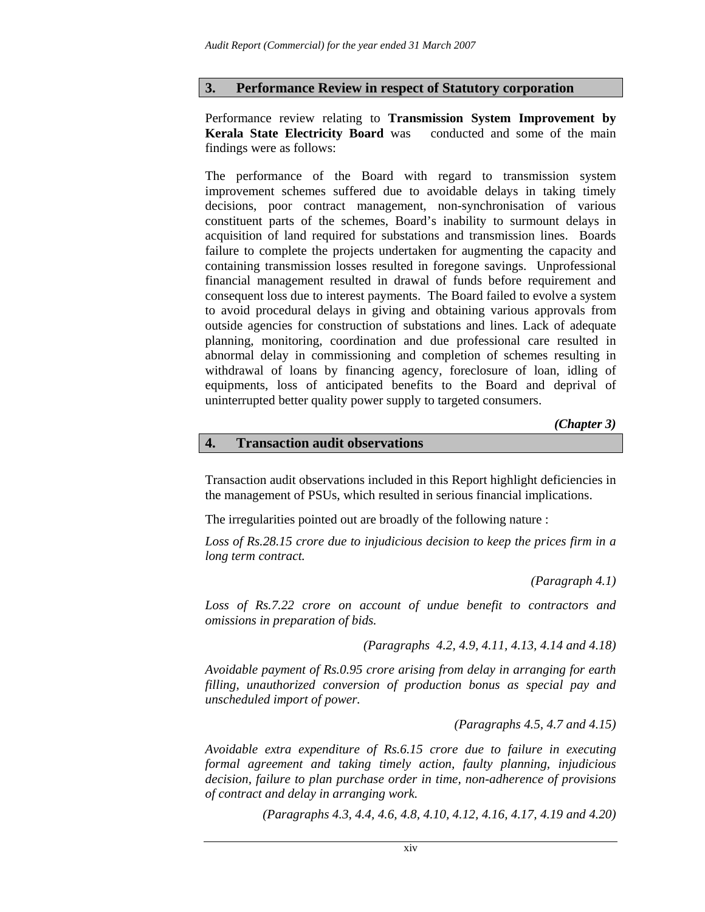## 3. Performance Review in respect of Statutory corporation

Performance review relating to **Transmission System Improvement by Kerala State Electricity Board** was conducted and some of the main findings were as follows:

The performance of the Board with regard to transmission system improvement schemes suffered due to avoidable delays in taking timely decisions, poor contract management, non-synchronisation of various constituent parts of the schemes, Board's inability to surmount delays in acquisition of land required for substations and transmission lines. Boards failure to complete the projects undertaken for augmenting the capacity and containing transmission losses resulted in foregone savings. Unprofessional financial management resulted in drawal of funds before requirement and consequent loss due to interest payments. The Board failed to evolve a system to avoid procedural delays in giving and obtaining various approvals from outside agencies for construction of substations and lines. Lack of adequate planning, monitoring, coordination and due professional care resulted in abnormal delay in commissioning and completion of schemes resulting in withdrawal of loans by financing agency, foreclosure of loan, idling of equipments, loss of anticipated benefits to the Board and deprival of uninterrupted better quality power supply to targeted consumers.

***(Chapter 3)***

## 4. Transaction audit observations

Transaction audit observations included in this Report highlight deficiencies in the management of PSUs, which resulted in serious financial implications.

The irregularities pointed out are broadly of the following nature :

*Loss of Rs.28.15 crore due to injudicious decision to keep the prices firm in a long term contract.*

*(Paragraph 4.1)*

*Loss of Rs.7.22 crore on account of undue benefit to contractors and omissions in preparation of bids.*

*(Paragraphs 4.2, 4.9, 4.11, 4.13, 4.14 and 4.18)*

*Avoidable payment of Rs.0.95 crore arising from delay in arranging for earth filling, unauthorized conversion of production bonus as special pay and unscheduled import of power.*

*(Paragraphs 4.5, 4.7 and 4.15)*

*Avoidable extra expenditure of Rs.6.15 crore due to failure in executing formal agreement and taking timely action, faulty planning, injudicious decision, failure to plan purchase order in time, non-adherence of provisions of contract and delay in arranging work.*

*(Paragraphs 4.3, 4.4, 4.6, 4.8, 4.10, 4.12, 4.16, 4.17, 4.19 and 4.20)*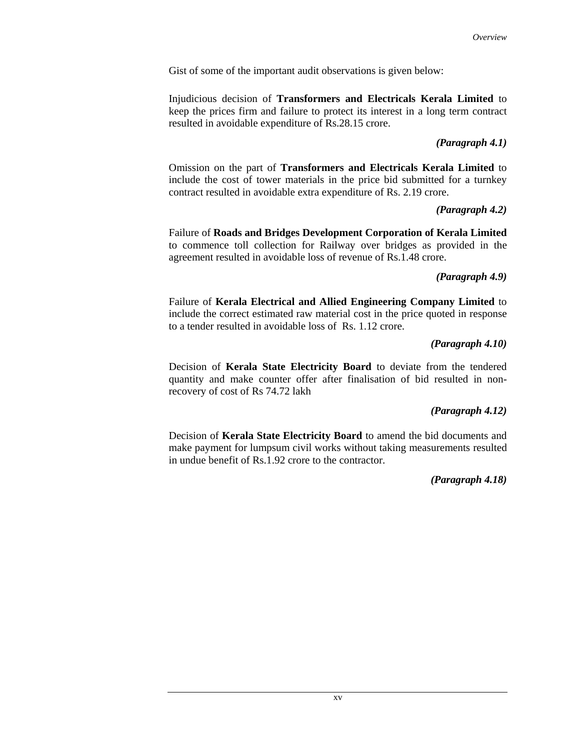Gist of some of the important audit observations is given below:

Injudicious decision of **Transformers and Electricals Kerala Limited** to keep the prices firm and failure to protect its interest in a long term contract resulted in avoidable expenditure of Rs.28.15 crore.

***(Paragraph 4.1)***

Omission on the part of **Transformers and Electricals Kerala Limited** to include the cost of tower materials in the price bid submitted for a turnkey contract resulted in avoidable extra expenditure of Rs. 2.19 crore.

***(Paragraph 4.2)***

Failure of **Roads and Bridges Development Corporation of Kerala Limited** to commence toll collection for Railway over bridges as provided in the agreement resulted in avoidable loss of revenue of Rs.1.48 crore.

***(Paragraph 4.9)***

Failure of **Kerala Electrical and Allied Engineering Company Limited** to include the correct estimated raw material cost in the price quoted in response to a tender resulted in avoidable loss of Rs. 1.12 crore.

***(Paragraph 4.10)***

Decision of **Kerala State Electricity Board** to deviate from the tendered quantity and make counter offer after finalisation of bid resulted in non-recovery of cost of Rs 74.72 lakh

***(Paragraph 4.12)***

Decision of **Kerala State Electricity Board** to amend the bid documents and make payment for lumpsum civil works without taking measurements resulted in undue benefit of Rs.1.92 crore to the contractor.

***(Paragraph 4.18)***